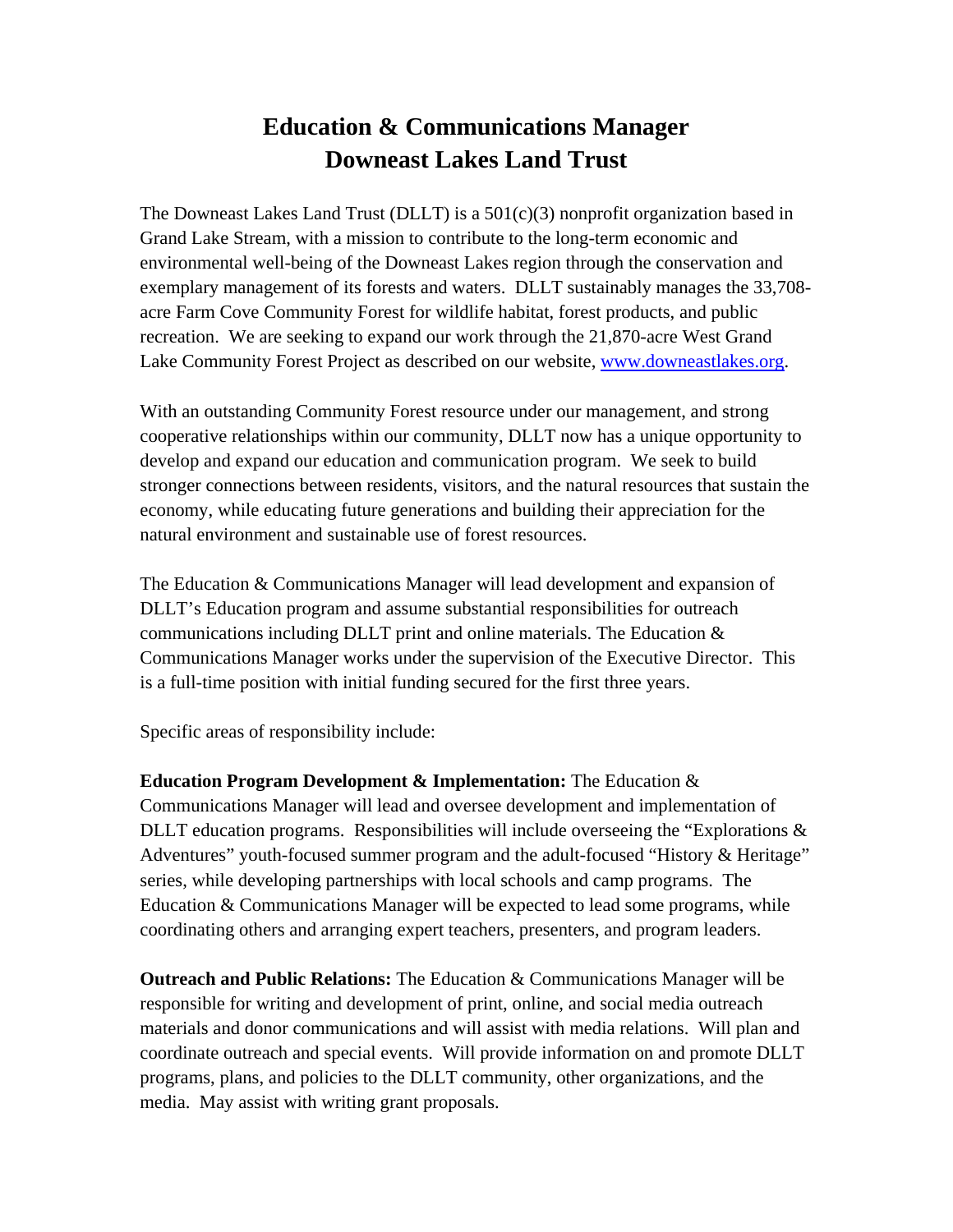# Education & Communications Manager
# Downeast Lakes Land Trust

The Downeast Lakes Land Trust (DLLT) is a 501(c)(3) nonprofit organization based in Grand Lake Stream, with a mission to contribute to the long-term economic and environmental well-being of the Downeast Lakes region through the conservation and exemplary management of its forests and waters. DLLT sustainably manages the 33,708-acre Farm Cove Community Forest for wildlife habitat, forest products, and public recreation. We are seeking to expand our work through the 21,870-acre West Grand Lake Community Forest Project as described on our website, [www.downeastlakes.org](www.downeastlakes.org).

With an outstanding Community Forest resource under our management, and strong cooperative relationships within our community, DLLT now has a unique opportunity to develop and expand our education and communication program. We seek to build stronger connections between residents, visitors, and the natural resources that sustain the economy, while educating future generations and building their appreciation for the natural environment and sustainable use of forest resources.

The Education & Communications Manager will lead development and expansion of DLLT's Education program and assume substantial responsibilities for outreach communications including DLLT print and online materials. The Education & Communications Manager works under the supervision of the Executive Director. This is a full-time position with initial funding secured for the first three years.

Specific areas of responsibility include:

**Education Program Development & Implementation:** The Education & Communications Manager will lead and oversee development and implementation of DLLT education programs. Responsibilities will include overseeing the "Explorations & Adventures" youth-focused summer program and the adult-focused "History & Heritage" series, while developing partnerships with local schools and camp programs. The Education & Communications Manager will be expected to lead some programs, while coordinating others and arranging expert teachers, presenters, and program leaders.

**Outreach and Public Relations:** The Education & Communications Manager will be responsible for writing and development of print, online, and social media outreach materials and donor communications and will assist with media relations. Will plan and coordinate outreach and special events. Will provide information on and promote DLLT programs, plans, and policies to the DLLT community, other organizations, and the media. May assist with writing grant proposals.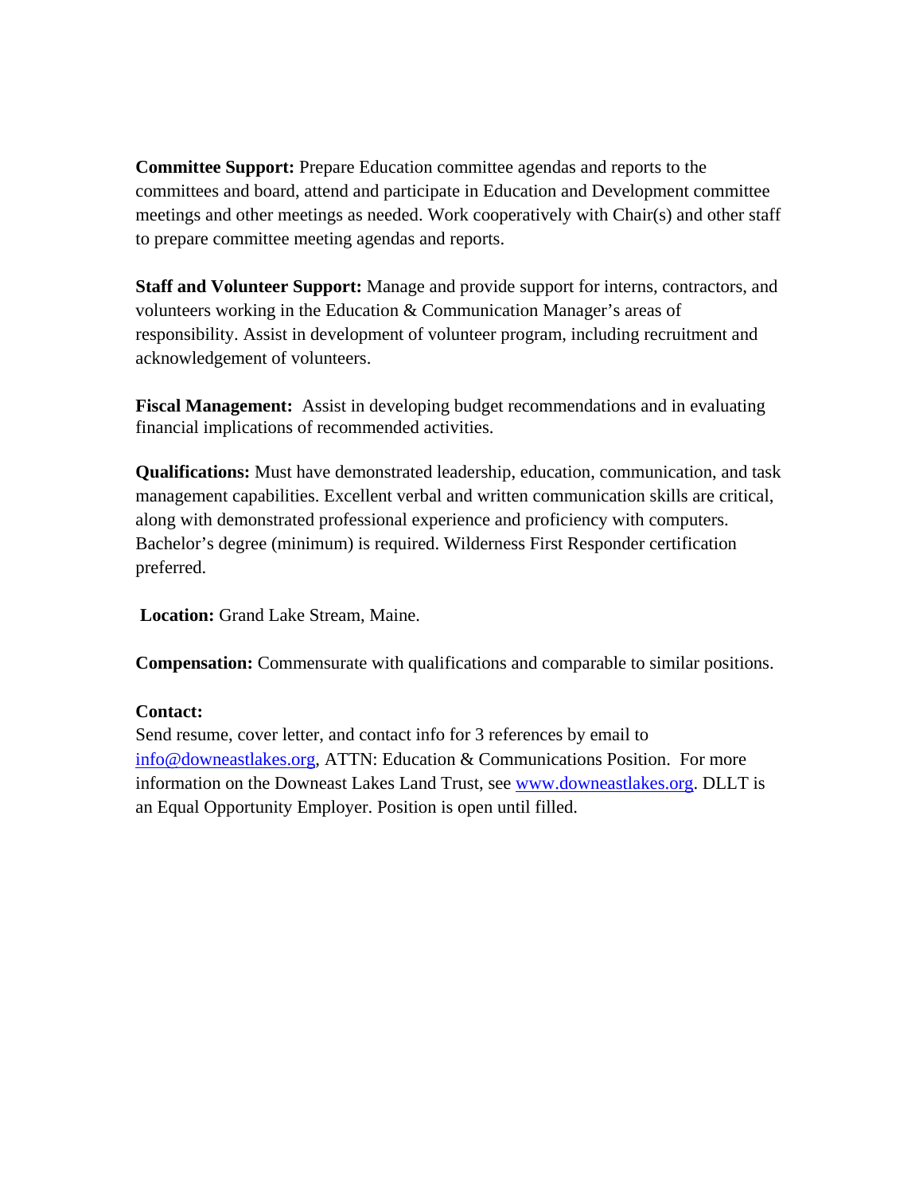**Committee Support:** Prepare Education committee agendas and reports to the committees and board, attend and participate in Education and Development committee meetings and other meetings as needed. Work cooperatively with Chair(s) and other staff to prepare committee meeting agendas and reports.

**Staff and Volunteer Support:** Manage and provide support for interns, contractors, and volunteers working in the Education & Communication Manager's areas of responsibility. Assist in development of volunteer program, including recruitment and acknowledgement of volunteers.

**Fiscal Management:** Assist in developing budget recommendations and in evaluating financial implications of recommended activities.

**Qualifications:** Must have demonstrated leadership, education, communication, and task management capabilities. Excellent verbal and written communication skills are critical, along with demonstrated professional experience and proficiency with computers. Bachelor's degree (minimum) is required. Wilderness First Responder certification preferred.

**Location:** Grand Lake Stream, Maine.

**Compensation:** Commensurate with qualifications and comparable to similar positions.

**Contact:**
Send resume, cover letter, and contact info for 3 references by email to info@downeastlakes.org, ATTN: Education & Communications Position. For more information on the Downeast Lakes Land Trust, see www.downeastlakes.org. DLLT is an Equal Opportunity Employer. Position is open until filled.